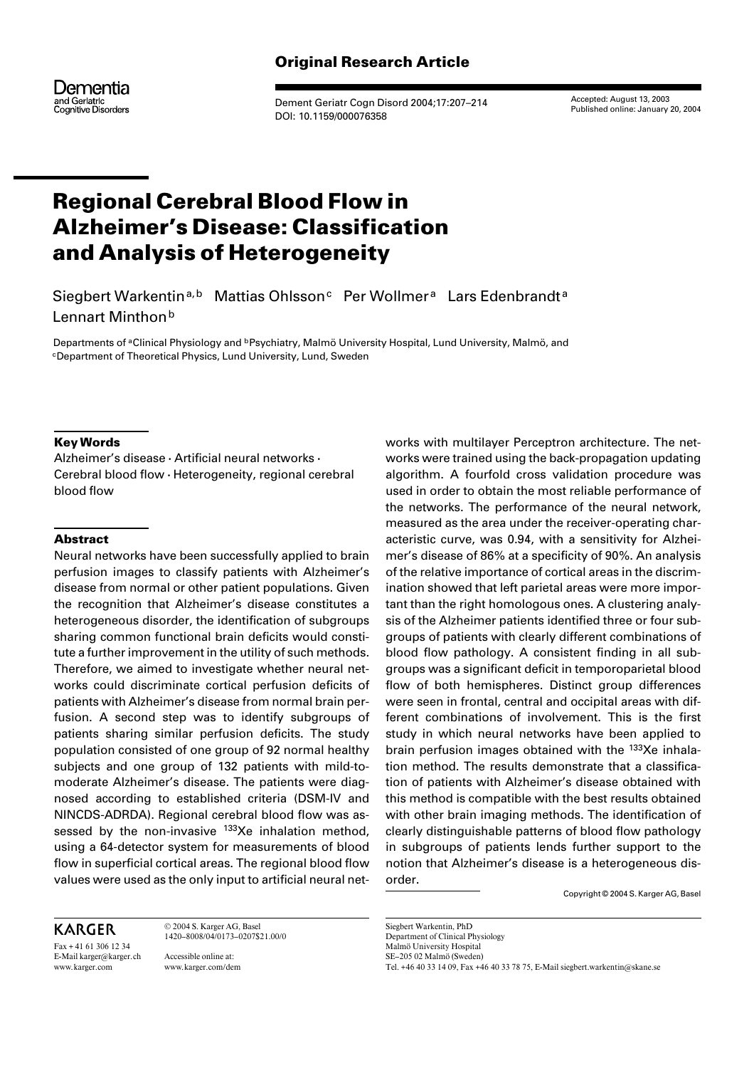Original Research Article

Dementia and Geriatric Cognitive Disorders

Accepted: August 13, 2003
Published online: January 20, 2004

# Regional Cerebral Blood Flow in Alzheimer's Disease: Classification and Analysis of Heterogeneity

Siegbert Warkentin[a,b] Mattias Ohlsson[c] Per Wollmer[a] Lars Edenbrandt[a] Lennart Minthon[b]

Departments of [a]Clinical Physiology and [b]Psychiatry, Malmö University Hospital, Lund University, Malmö, and [c]Department of Theoretical Physics, Lund University, Lund, Sweden

## Key Words

Alzheimer's disease · Artificial neural networks · Cerebral blood flow · Heterogeneity, regional cerebral blood flow

## Abstract

Neural networks have been successfully applied to brain perfusion images to classify patients with Alzheimer's disease from normal or other patient populations. Given the recognition that Alzheimer's disease constitutes a heterogeneous disorder, the identification of subgroups sharing common functional brain deficits would constitute a further improvement in the utility of such methods. Therefore, we aimed to investigate whether neural networks could discriminate cortical perfusion deficits of patients with Alzheimer's disease from normal brain perfusion. A second step was to identify subgroups of patients sharing similar perfusion deficits. The study population consisted of one group of 92 normal healthy subjects and one group of 132 patients with mild-to-moderate Alzheimer's disease. The patients were diagnosed according to established criteria (DSM-IV and NINCDS-ADRDA). Regional cerebral blood flow was assessed by the non-invasive $^{133}$Xe inhalation method, using a 64-detector system for measurements of blood flow in superficial cortical areas. The regional blood flow values were used as the only input to artificial neural networks with multilayer Perceptron architecture. The networks were trained using the back-propagation updating algorithm. A fourfold cross validation procedure was used in order to obtain the most reliable performance of the networks. The performance of the neural network, measured as the area under the receiver-operating characteristic curve, was 0.94, with a sensitivity for Alzheimer's disease of 86% at a specificity of 90%. An analysis of the relative importance of cortical areas in the discrimination showed that left parietal areas were more important than the right homologous ones. A clustering analysis of the Alzheimer patients identified three or four subgroups of patients with clearly different combinations of blood flow pathology. A consistent finding in all subgroups was a significant deficit in temporoparietal blood flow of both hemispheres. Distinct group differences were seen in frontal, central and occipital areas with different combinations of involvement. This is the first study in which neural networks have been applied to brain perfusion images obtained with the $^{133}$Xe inhalation method. The results demonstrate that a classification of patients with Alzheimer's disease obtained with this method is compatible with the best results obtained with other brain imaging methods. The identification of clearly distinguishable patterns of blood flow pathology in subgroups of patients lends further support to the notion that Alzheimer's disease is a heterogeneous disorder.

Copyright © 2004 S. Karger AG, Basel

KARGER

Fax + 41 61 306 12 34
E-Mail karger@karger.ch
www.karger.com

© 2004 S. Karger AG, Basel
1420–8008/04/0173–0207$21.00/0

Accessible online at:
www.karger.com/dem

Siegbert Warkentin, PhD
Department of Clinical Physiology
Malmö University Hospital
SE–205 02 Malmö (Sweden)
Tel. +46 40 33 14 09, Fax +46 40 33 78 75, E-Mail siegbert.warkentin@skane.se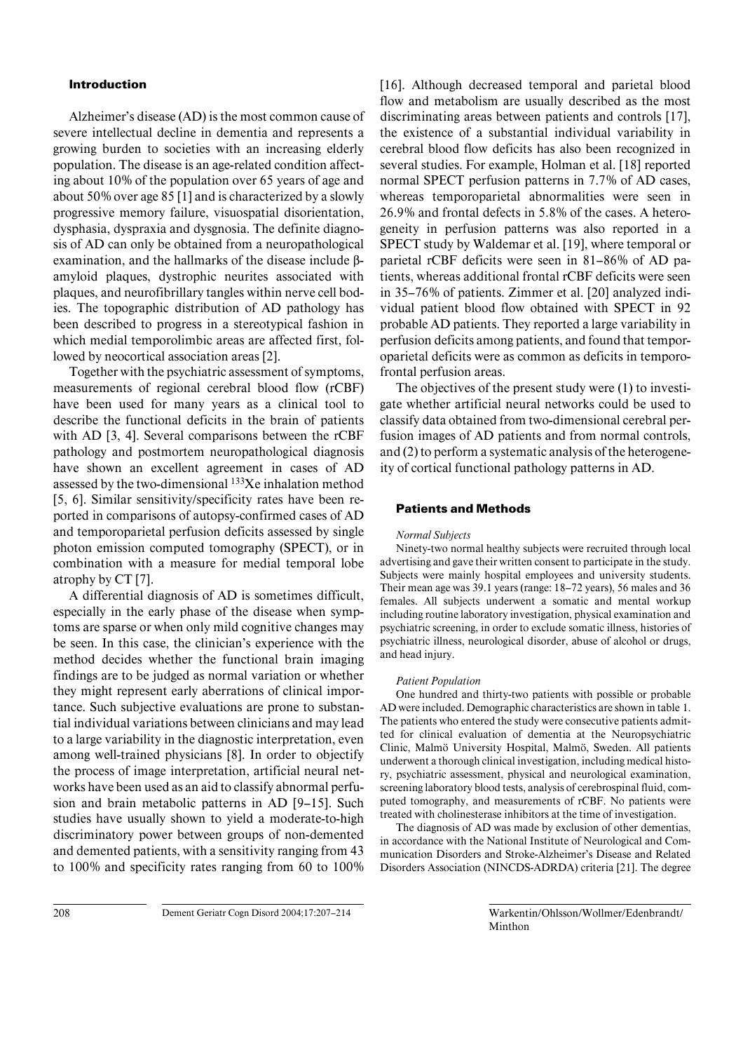## Introduction

Alzheimer's disease (AD) is the most common cause of severe intellectual decline in dementia and represents a growing burden to societies with an increasing elderly population. The disease is an age-related condition affecting about 10% of the population over 65 years of age and about 50% over age 85 [1] and is characterized by a slowly progressive memory failure, visuospatial disorientation, dysphasia, dyspraxia and dysgnosia. The definite diagnosis of AD can only be obtained from a neuropathological examination, and the hallmarks of the disease include β-amyloid plaques, dystrophic neurites associated with plaques, and neurofibrillary tangles within nerve cell bodies. The topographic distribution of AD pathology has been described to progress in a stereotypical fashion in which medial temporolimbic areas are affected first, followed by neocortical association areas [2].

Together with the psychiatric assessment of symptoms, measurements of regional cerebral blood flow (rCBF) have been used for many years as a clinical tool to describe the functional deficits in the brain of patients with AD [3, 4]. Several comparisons between the rCBF pathology and postmortem neuropathological diagnosis have shown an excellent agreement in cases of AD assessed by the two-dimensional $^{133}$Xe inhalation method [5, 6]. Similar sensitivity/specificity rates have been reported in comparisons of autopsy-confirmed cases of AD and temporoparietal perfusion deficits assessed by single photon emission computed tomography (SPECT), or in combination with a measure for medial temporal lobe atrophy by CT [7].

A differential diagnosis of AD is sometimes difficult, especially in the early phase of the disease when symptoms are sparse or when only mild cognitive changes may be seen. In this case, the clinician's experience with the method decides whether the functional brain imaging findings are to be judged as normal variation or whether they might represent early aberrations of clinical importance. Such subjective evaluations are prone to substantial individual variations between clinicians and may lead to a large variability in the diagnostic interpretation, even among well-trained physicians [8]. In order to objectify the process of image interpretation, artificial neural networks have been used as an aid to classify abnormal perfusion and brain metabolic patterns in AD [9–15]. Such studies have usually shown to yield a moderate-to-high discriminatory power between groups of non-demented and demented patients, with a sensitivity ranging from 43 to 100% and specificity rates ranging from 60 to 100% [16]. Although decreased temporal and parietal blood flow and metabolism are usually described as the most discriminating areas between patients and controls [17], the existence of a substantial individual variability in cerebral blood flow deficits has also been recognized in several studies. For example, Holman et al. [18] reported normal SPECT perfusion patterns in 7.7% of AD cases, whereas temporoparietal abnormalities were seen in 26.9% and frontal defects in 5.8% of the cases. A heterogeneity in perfusion patterns was also reported in a SPECT study by Waldemar et al. [19], where temporal or parietal rCBF deficits were seen in 81–86% of AD patients, whereas additional frontal rCBF deficits were seen in 35–76% of patients. Zimmer et al. [20] analyzed individual patient blood flow obtained with SPECT in 92 probable AD patients. They reported a large variability in perfusion deficits among patients, and found that temporoparietal deficits were as common as deficits in temporofrontal perfusion areas.

The objectives of the present study were (1) to investigate whether artificial neural networks could be used to classify data obtained from two-dimensional cerebral perfusion images of AD patients and from normal controls, and (2) to perform a systematic analysis of the heterogeneity of cortical functional pathology patterns in AD.

## Patients and Methods

*Normal Subjects*

Ninety-two normal healthy subjects were recruited through local advertising and gave their written consent to participate in the study. Subjects were mainly hospital employees and university students. Their mean age was 39.1 years (range: 18–72 years), 56 males and 36 females. All subjects underwent a somatic and mental workup including routine laboratory investigation, physical examination and psychiatric screening, in order to exclude somatic illness, histories of psychiatric illness, neurological disorder, abuse of alcohol or drugs, and head injury.

*Patient Population*

One hundred and thirty-two patients with possible or probable AD were included. Demographic characteristics are shown in table 1. The patients who entered the study were consecutive patients admitted for clinical evaluation of dementia at the Neuropsychiatric Clinic, Malmö University Hospital, Malmö, Sweden. All patients underwent a thorough clinical investigation, including medical history, psychiatric assessment, physical and neurological examination, screening laboratory blood tests, analysis of cerebrospinal fluid, computed tomography, and measurements of rCBF. No patients were treated with cholinesterase inhibitors at the time of investigation.

The diagnosis of AD was made by exclusion of other dementias, in accordance with the National Institute of Neurological and Communication Disorders and Stroke-Alzheimer's Disease and Related Disorders Association (NINCDS-ADRDA) criteria [21]. The degree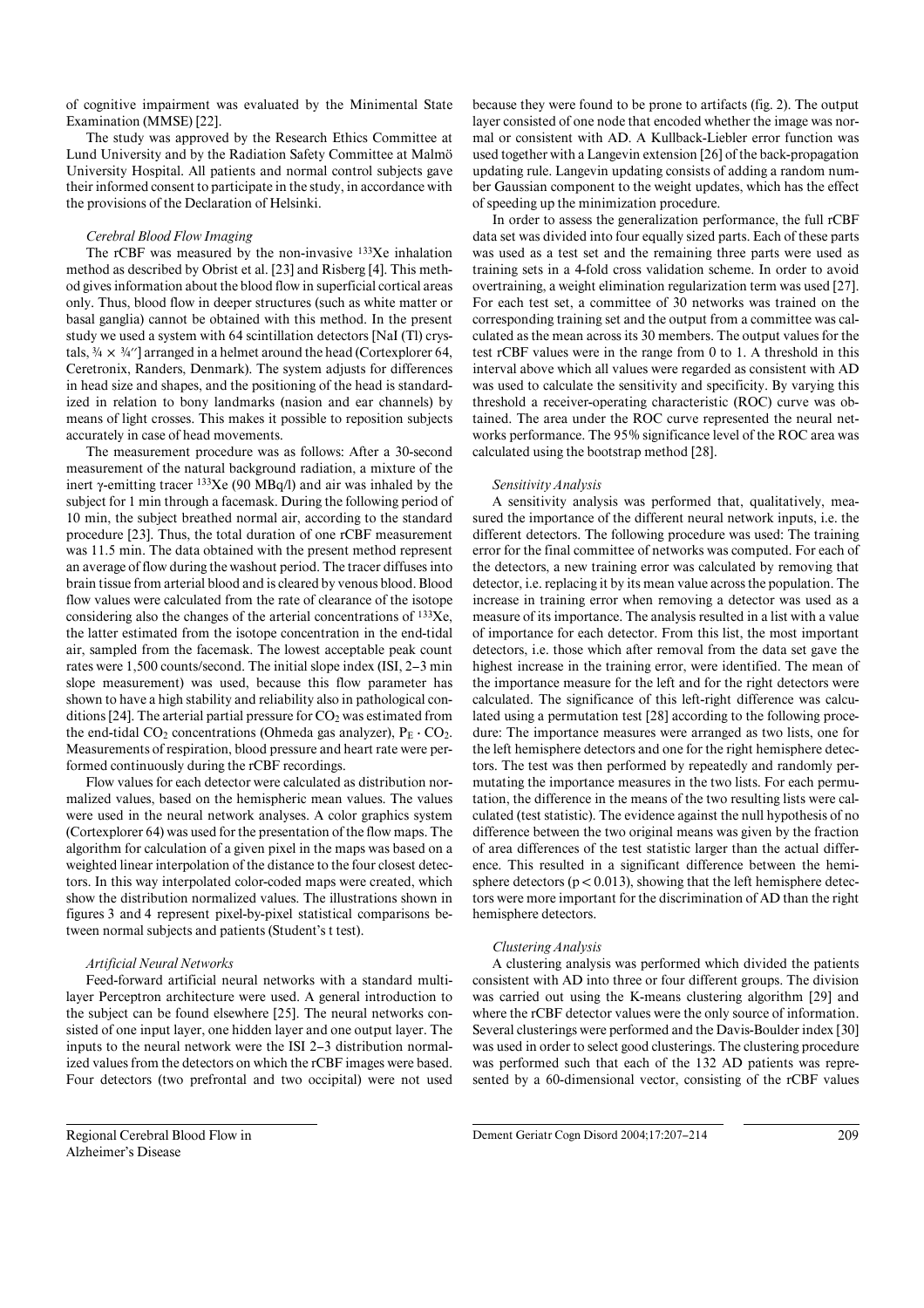of cognitive impairment was evaluated by the Minimental State Examination (MMSE) [22].

The study was approved by the Research Ethics Committee at Lund University and by the Radiation Safety Committee at Malmö University Hospital. All patients and normal control subjects gave their informed consent to participate in the study, in accordance with the provisions of the Declaration of Helsinki.

### *Cerebral Blood Flow Imaging*

The rCBF was measured by the non-invasive $^{133}$Xe inhalation method as described by Obrist et al. [23] and Risberg [4]. This method gives information about the blood flow in superficial cortical areas only. Thus, blood flow in deeper structures (such as white matter or basal ganglia) cannot be obtained with this method. In the present study we used a system with 64 scintillation detectors [NaI (Tl) crystals, ¾ × ¾″] arranged in a helmet around the head (Cortexplorer 64, Ceretronix, Randers, Denmark). The system adjusts for differences in head size and shapes, and the positioning of the head is standardized in relation to bony landmarks (nasion and ear channels) by means of light crosses. This makes it possible to reposition subjects accurately in case of head movements.

The measurement procedure was as follows: After a 30-second measurement of the natural background radiation, a mixture of the inert γ-emitting tracer $^{133}$Xe (90 MBq/l) and air was inhaled by the subject for 1 min through a facemask. During the following period of 10 min, the subject breathed normal air, according to the standard procedure [23]. Thus, the total duration of one rCBF measurement was 11.5 min. The data obtained with the present method represent an average of flow during the washout period. The tracer diffuses into brain tissue from arterial blood and is cleared by venous blood. Blood flow values were calculated from the rate of clearance of the isotope considering also the changes of the arterial concentrations of $^{133}$Xe, the latter estimated from the isotope concentration in the end-tidal air, sampled from the facemask. The lowest acceptable peak count rates were 1,500 counts/second. The initial slope index (ISI, 2–3 min slope measurement) was used, because this flow parameter has shown to have a high stability and reliability also in pathological conditions [24]. The arterial partial pressure for $CO_2$ was estimated from the end-tidal $CO_2$ concentrations (Ohmeda gas analyzer), $P_E \cdot CO_2$. Measurements of respiration, blood pressure and heart rate were performed continuously during the rCBF recordings.

Flow values for each detector were calculated as distribution normalized values, based on the hemispheric mean values. The values were used in the neural network analyses. A color graphics system (Cortexplorer 64) was used for the presentation of the flow maps. The algorithm for calculation of a given pixel in the maps was based on a weighted linear interpolation of the distance to the four closest detectors. In this way interpolated color-coded maps were created, which show the distribution normalized values. The illustrations shown in figures 3 and 4 represent pixel-by-pixel statistical comparisons between normal subjects and patients (Student's t test).

### *Artificial Neural Networks*

Feed-forward artificial neural networks with a standard multilayer Perceptron architecture were used. A general introduction to the subject can be found elsewhere [25]. The neural networks consisted of one input layer, one hidden layer and one output layer. The inputs to the neural network were the ISI 2–3 distribution normalized values from the detectors on which the rCBF images were based. Four detectors (two prefrontal and two occipital) were not used because they were found to be prone to artifacts (fig. 2). The output layer consisted of one node that encoded whether the image was normal or consistent with AD. A Kullback-Liebler error function was used together with a Langevin extension [26] of the back-propagation updating rule. Langevin updating consists of adding a random number Gaussian component to the weight updates, which has the effect of speeding up the minimization procedure.

In order to assess the generalization performance, the full rCBF data set was divided into four equally sized parts. Each of these parts was used as a test set and the remaining three parts were used as training sets in a 4-fold cross validation scheme. In order to avoid overtraining, a weight elimination regularization term was used [27]. For each test set, a committee of 30 networks was trained on the corresponding training set and the output from a committee was calculated as the mean across its 30 members. The output values for the test rCBF values were in the range from 0 to 1. A threshold in this interval above which all values were regarded as consistent with AD was used to calculate the sensitivity and specificity. By varying this threshold a receiver-operating characteristic (ROC) curve was obtained. The area under the ROC curve represented the neural networks performance. The 95% significance level of the ROC area was calculated using the bootstrap method [28].

### *Sensitivity Analysis*

A sensitivity analysis was performed that, qualitatively, measured the importance of the different neural network inputs, i.e. the different detectors. The following procedure was used: The training error for the final committee of networks was computed. For each of the detectors, a new training error was calculated by removing that detector, i.e. replacing it by its mean value across the population. The increase in training error when removing a detector was used as a measure of its importance. The analysis resulted in a list with a value of importance for each detector. From this list, the most important detectors, i.e. those which after removal from the data set gave the highest increase in the training error, were identified. The mean of the importance measure for the left and for the right detectors were calculated. The significance of this left-right difference was calculated using a permutation test [28] according to the following procedure: The importance measures were arranged as two lists, one for the left hemisphere detectors and one for the right hemisphere detectors. The test was then performed by repeatedly and randomly permutating the importance measures in the two lists. For each permutation, the difference in the means of the two resulting lists were calculated (test statistic). The evidence against the null hypothesis of no difference between the two original means was given by the fraction of area differences of the test statistic larger than the actual difference. This resulted in a significant difference between the hemisphere detectors ($p < 0.013$), showing that the left hemisphere detectors were more important for the discrimination of AD than the right hemisphere detectors.

### *Clustering Analysis*

A clustering analysis was performed which divided the patients consistent with AD into three or four different groups. The division was carried out using the K-means clustering algorithm [29] and where the rCBF detector values were the only source of information. Several clusterings were performed and the Davis-Boulder index [30] was used in order to select good clusterings. The clustering procedure was performed such that each of the 132 AD patients was represented by a 60-dimensional vector, consisting of the rCBF values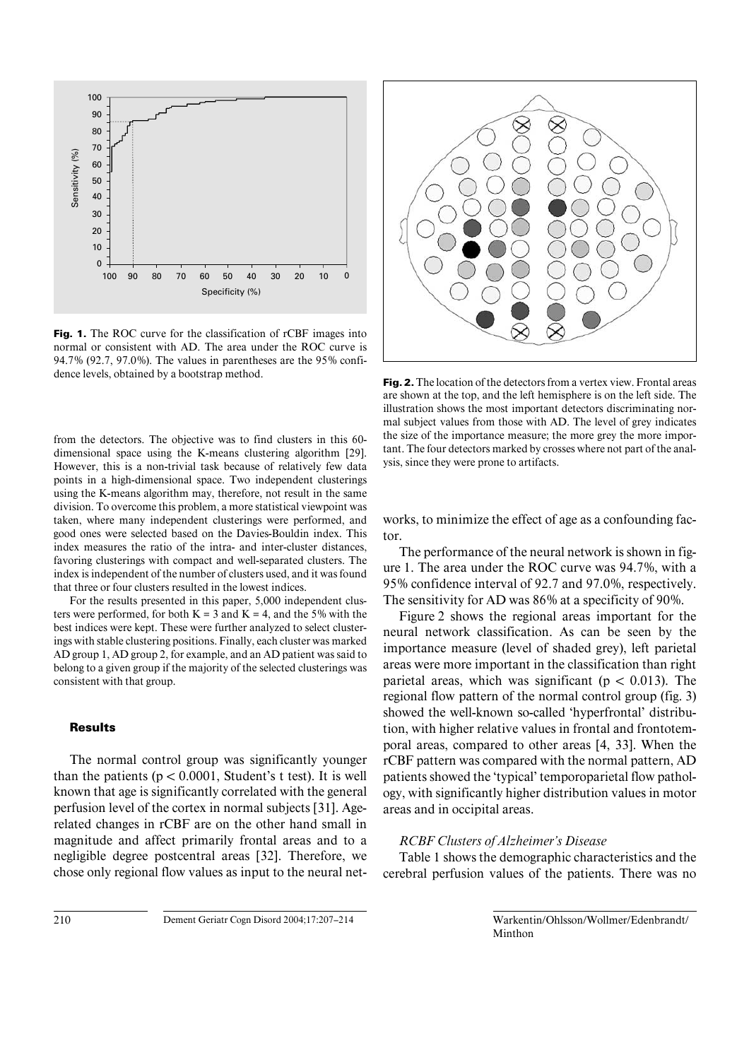**Fig. 1.** The ROC curve for the classification of rCBF images into normal or consistent with AD. The area under the ROC curve is 94.7% (92.7, 97.0%). The values in parentheses are the 95% confidence levels, obtained by a bootstrap method.

**Fig. 2.** The location of the detectors from a vertex view. Frontal areas are shown at the top, and the left hemisphere is on the left side. The illustration shows the most important detectors discriminating normal subject values from those with AD. The level of grey indicates the size of the importance measure; the more grey the more important. The four detectors marked by crosses where not part of the analysis, since they were prone to artifacts.

from the detectors. The objective was to find clusters in this 60-dimensional space using the K-means clustering algorithm [29]. However, this is a non-trivial task because of relatively few data points in a high-dimensional space. Two independent clusterings using the K-means algorithm may, therefore, not result in the same division. To overcome this problem, a more statistical viewpoint was taken, where many independent clusterings were performed, and good ones were selected based on the Davies-Bouldin index. This index measures the ratio of the intra- and inter-cluster distances, favoring clusterings with compact and well-separated clusters. The index is independent of the number of clusters used, and it was found that three or four clusters resulted in the lowest indices.

For the results presented in this paper, 5,000 independent clusters were performed, for both $K = 3$ and $K = 4$, and the 5% with the best indices were kept. These were further analyzed to select clusterings with stable clustering positions. Finally, each cluster was marked AD group 1, AD group 2, for example, and an AD patient was said to belong to a given group if the majority of the selected clusterings was consistent with that group.

## Results

The normal control group was significantly younger than the patients ($p < 0.0001$, Student's t test). It is well known that age is significantly correlated with the general perfusion level of the cortex in normal subjects [31]. Age-related changes in rCBF are on the other hand small in magnitude and affect primarily frontal areas and to a negligible degree postcentral areas [32]. Therefore, we chose only regional flow values as input to the neural networks, to minimize the effect of age as a confounding factor.

The performance of the neural network is shown in figure 1. The area under the ROC curve was 94.7%, with a 95% confidence interval of 92.7 and 97.0%, respectively. The sensitivity for AD was 86% at a specificity of 90%.

Figure 2 shows the regional areas important for the neural network classification. As can be seen by the importance measure (level of shaded grey), left parietal areas were more important in the classification than right parietal areas, which was significant ($p < 0.013$). The regional flow pattern of the normal control group (fig. 3) showed the well-known so-called 'hyperfrontal' distribution, with higher relative values in frontal and frontotemporal areas, compared to other areas [4, 33]. When the rCBF pattern was compared with the normal pattern, AD patients showed the 'typical' temporoparietal flow pathology, with significantly higher distribution values in motor areas and in occipital areas.

### *RCBF Clusters of Alzheimer's Disease*

Table 1 shows the demographic characteristics and the cerebral perfusion values of the patients. There was no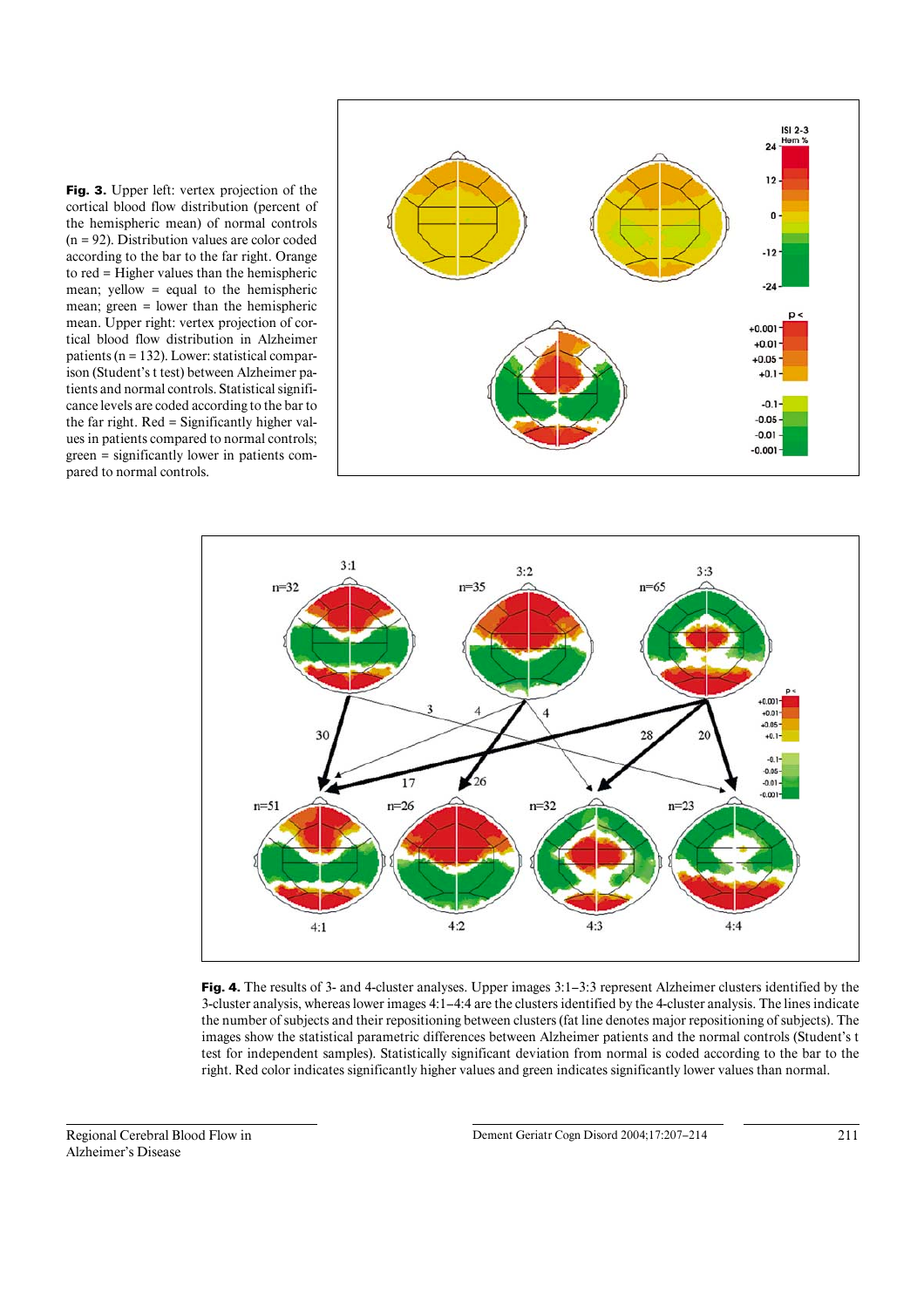**Fig. 3.** Upper left: vertex projection of the cortical blood flow distribution (percent of the hemispheric mean) of normal controls (n = 92). Distribution values are color coded according to the bar to the far right. Orange to red = Higher values than the hemispheric mean; yellow = equal to the hemispheric mean; green = lower than the hemispheric mean. Upper right: vertex projection of cortical blood flow distribution in Alzheimer patients (n = 132). Lower: statistical comparison (Student's t test) between Alzheimer patients and normal controls. Statistical significance levels are coded according to the bar to the far right. Red = Significantly higher values in patients compared to normal controls; green = significantly lower in patients compared to normal controls.

**Fig. 4.** The results of 3- and 4-cluster analyses. Upper images 3:1–3:3 represent Alzheimer clusters identified by the 3-cluster analysis, whereas lower images 4:1–4:4 are the clusters identified by the 4-cluster analysis. The lines indicate the number of subjects and their repositioning between clusters (fat line denotes major repositioning of subjects). The images show the statistical parametric differences between Alzheimer patients and the normal controls (Student's t test for independent samples). Statistically significant deviation from normal is coded according to the bar to the right. Red color indicates significantly higher values and green indicates significantly lower values than normal.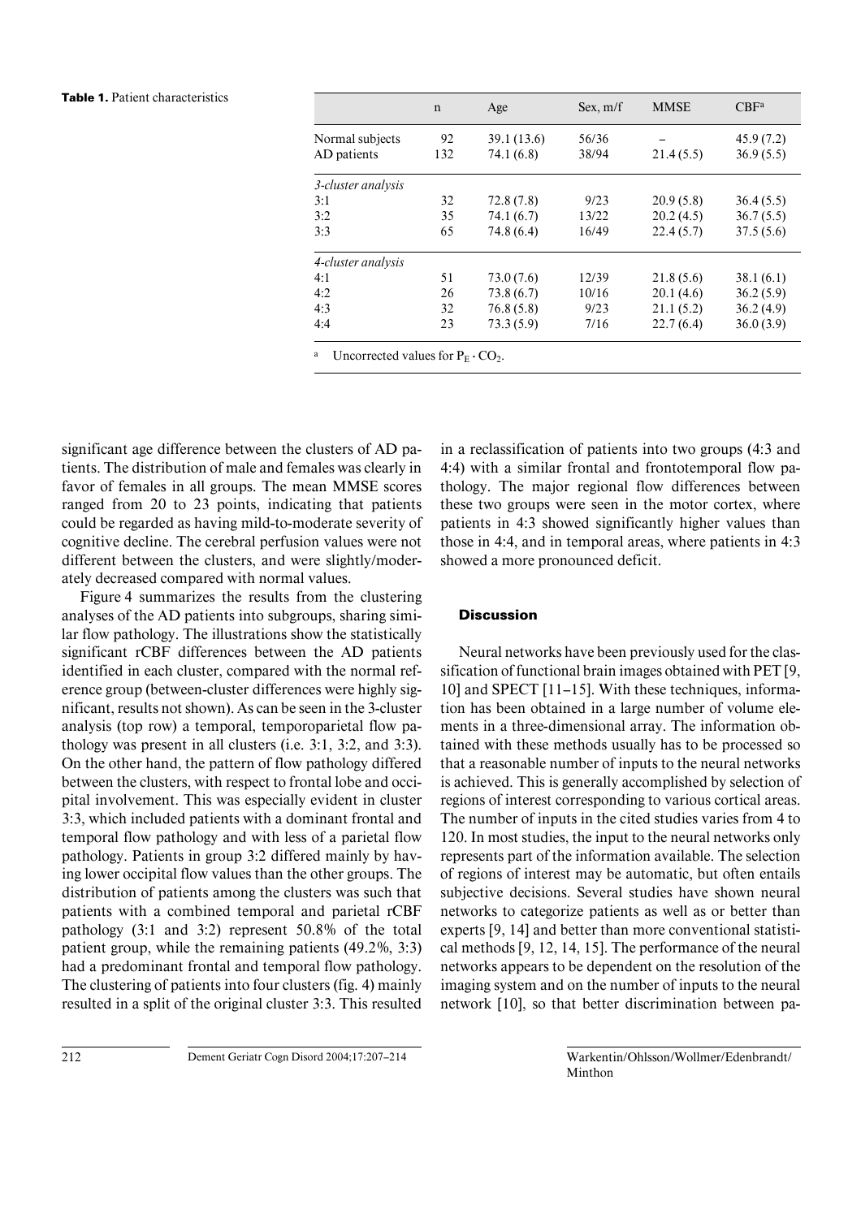**Table 1.** Patient characteristics

| | n | Age | Sex, m/f | MMSE | CBF[a] |
|---|---|---|---|---|---|
| Normal subjects | 92 | 39.1 (13.6) | 56/36 | – | 45.9 (7.2) |
| AD patients | 132 | 74.1 (6.8) | 38/94 | 21.4 (5.5) | 36.9 (5.5) |
| *3-cluster analysis* | | | | | |
| 3:1 | 32 | 72.8 (7.8) | 9/23 | 20.9 (5.8) | 36.4 (5.5) |
| 3:2 | 35 | 74.1 (6.7) | 13/22 | 20.2 (4.5) | 36.7 (5.5) |
| 3:3 | 65 | 74.8 (6.4) | 16/49 | 22.4 (5.7) | 37.5 (5.6) |
| *4-cluster analysis* | | | | | |
| 4:1 | 51 | 73.0 (7.6) | 12/39 | 21.8 (5.6) | 38.1 (6.1) |
| 4:2 | 26 | 73.8 (6.7) | 10/16 | 20.1 (4.6) | 36.2 (5.9) |
| 4:3 | 32 | 76.8 (5.8) | 9/23 | 21.1 (5.2) | 36.2 (4.9) |
| 4:4 | 23 | 73.3 (5.9) | 7/16 | 22.7 (6.4) | 36.0 (3.9) |

[a] Uncorrected values for $P_E \cdot CO_2$.

significant age difference between the clusters of AD patients. The distribution of male and females was clearly in favor of females in all groups. The mean MMSE scores ranged from 20 to 23 points, indicating that patients could be regarded as having mild-to-moderate severity of cognitive decline. The cerebral perfusion values were not different between the clusters, and were slightly/moderately decreased compared with normal values.

Figure 4 summarizes the results from the clustering analyses of the AD patients into subgroups, sharing similar flow pathology. The illustrations show the statistically significant rCBF differences between the AD patients identified in each cluster, compared with the normal reference group (between-cluster differences were highly significant, results not shown). As can be seen in the 3-cluster analysis (top row) a temporal, temporoparietal flow pathology was present in all clusters (i.e. 3:1, 3:2, and 3:3). On the other hand, the pattern of flow pathology differed between the clusters, with respect to frontal lobe and occipital involvement. This was especially evident in cluster 3:3, which included patients with a dominant frontal and temporal flow pathology and with less of a parietal flow pathology. Patients in group 3:2 differed mainly by having lower occipital flow values than the other groups. The distribution of patients among the clusters was such that patients with a combined temporal and parietal rCBF pathology (3:1 and 3:2) represent 50.8% of the total patient group, while the remaining patients (49.2%, 3:3) had a predominant frontal and temporal flow pathology. The clustering of patients into four clusters (fig. 4) mainly resulted in a split of the original cluster 3:3. This resulted in a reclassification of patients into two groups (4:3 and 4:4) with a similar frontal and frontotemporal flow pathology. The major regional flow differences between these two groups were seen in the motor cortex, where patients in 4:3 showed significantly higher values than those in 4:4, and in temporal areas, where patients in 4:3 showed a more pronounced deficit.

## Discussion

Neural networks have been previously used for the classification of functional brain images obtained with PET [9, 10] and SPECT [11–15]. With these techniques, information has been obtained in a large number of volume elements in a three-dimensional array. The information obtained with these methods usually has to be processed so that a reasonable number of inputs to the neural networks is achieved. This is generally accomplished by selection of regions of interest corresponding to various cortical areas. The number of inputs in the cited studies varies from 4 to 120. In most studies, the input to the neural networks only represents part of the information available. The selection of regions of interest may be automatic, but often entails subjective decisions. Several studies have shown neural networks to categorize patients as well as or better than experts [9, 14] and better than more conventional statistical methods [9, 12, 14, 15]. The performance of the neural networks appears to be dependent on the resolution of the imaging system and on the number of inputs to the neural network [10], so that better discrimination between pa-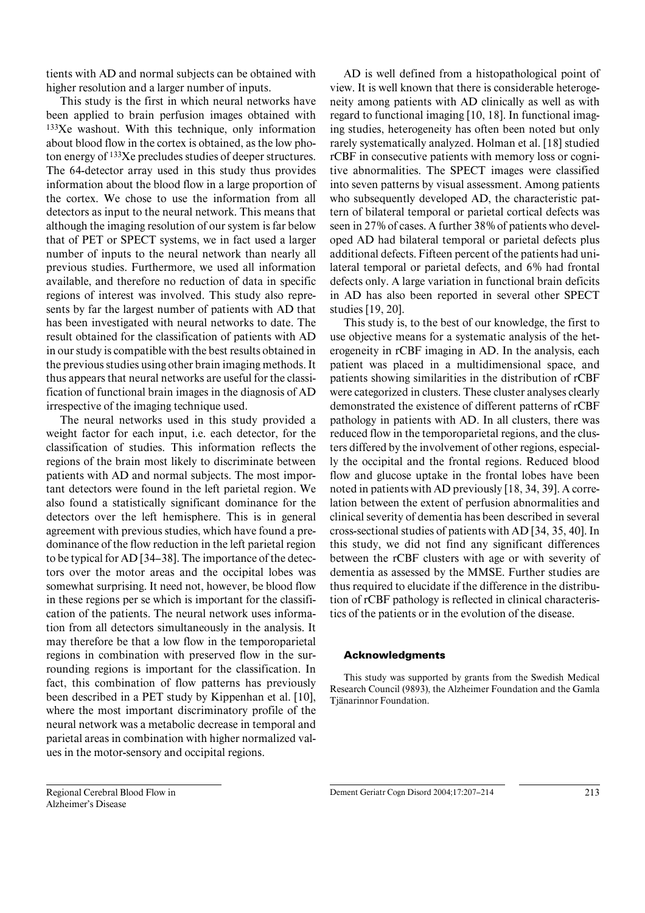tients with AD and normal subjects can be obtained with higher resolution and a larger number of inputs.

This study is the first in which neural networks have been applied to brain perfusion images obtained with $^{133}$Xe washout. With this technique, only information about blood flow in the cortex is obtained, as the low photon energy of $^{133}$Xe precludes studies of deeper structures. The 64-detector array used in this study thus provides information about the blood flow in a large proportion of the cortex. We chose to use the information from all detectors as input to the neural network. This means that although the imaging resolution of our system is far below that of PET or SPECT systems, we in fact used a larger number of inputs to the neural network than nearly all previous studies. Furthermore, we used all information available, and therefore no reduction of data in specific regions of interest was involved. This study also represents by far the largest number of patients with AD that has been investigated with neural networks to date. The result obtained for the classification of patients with AD in our study is compatible with the best results obtained in the previous studies using other brain imaging methods. It thus appears that neural networks are useful for the classification of functional brain images in the diagnosis of AD irrespective of the imaging technique used.

The neural networks used in this study provided a weight factor for each input, i.e. each detector, for the classification of studies. This information reflects the regions of the brain most likely to discriminate between patients with AD and normal subjects. The most important detectors were found in the left parietal region. We also found a statistically significant dominance for the detectors over the left hemisphere. This is in general agreement with previous studies, which have found a predominance of the flow reduction in the left parietal region to be typical for AD [34–38]. The importance of the detectors over the motor areas and the occipital lobes was somewhat surprising. It need not, however, be blood flow in these regions per se which is important for the classification of the patients. The neural network uses information from all detectors simultaneously in the analysis. It may therefore be that a low flow in the temporoparietal regions in combination with preserved flow in the surrounding regions is important for the classification. In fact, this combination of flow patterns has previously been described in a PET study by Kippenhan et al. [10], where the most important discriminatory profile of the neural network was a metabolic decrease in temporal and parietal areas in combination with higher normalized values in the motor-sensory and occipital regions.

AD is well defined from a histopathological point of view. It is well known that there is considerable heterogeneity among patients with AD clinically as well as with regard to functional imaging [10, 18]. In functional imaging studies, heterogeneity has often been noted but only rarely systematically analyzed. Holman et al. [18] studied rCBF in consecutive patients with memory loss or cognitive abnormalities. The SPECT images were classified into seven patterns by visual assessment. Among patients who subsequently developed AD, the characteristic pattern of bilateral temporal or parietal cortical defects was seen in 27% of cases. A further 38% of patients who developed AD had bilateral temporal or parietal defects plus additional defects. Fifteen percent of the patients had unilateral temporal or parietal defects, and 6% had frontal defects only. A large variation in functional brain deficits in AD has also been reported in several other SPECT studies [19, 20].

This study is, to the best of our knowledge, the first to use objective means for a systematic analysis of the heterogeneity in rCBF imaging in AD. In the analysis, each patient was placed in a multidimensional space, and patients showing similarities in the distribution of rCBF were categorized in clusters. These cluster analyses clearly demonstrated the existence of different patterns of rCBF pathology in patients with AD. In all clusters, there was reduced flow in the temporoparietal regions, and the clusters differed by the involvement of other regions, especially the occipital and the frontal regions. Reduced blood flow and glucose uptake in the frontal lobes have been noted in patients with AD previously [18, 34, 39]. A correlation between the extent of perfusion abnormalities and clinical severity of dementia has been described in several cross-sectional studies of patients with AD [34, 35, 40]. In this study, we did not find any significant differences between the rCBF clusters with age or with severity of dementia as assessed by the MMSE. Further studies are thus required to elucidate if the difference in the distribution of rCBF pathology is reflected in clinical characteristics of the patients or in the evolution of the disease.

## Acknowledgments

This study was supported by grants from the Swedish Medical Research Council (9893), the Alzheimer Foundation and the Gamla Tjänarinnor Foundation.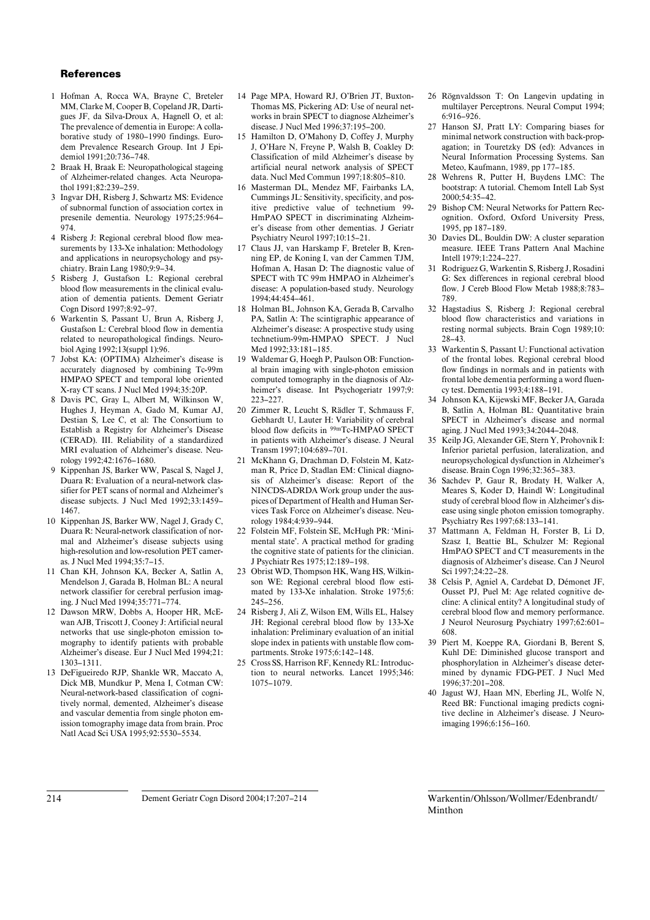## References

1. Hofman A, Rocca WA, Brayne C, Breteler MM, Clarke M, Cooper B, Copeland JR, Dartigues JF, da Silva-Droux A, Hagnell O, et al: The prevalence of dementia in Europe: A collaborative study of 1980–1990 findings. Eurodem Prevalence Research Group. Int J Epidemiol 1991;20:736–748.
2. Braak H, Braak E: Neuropathological stageing of Alzheimer-related changes. Acta Neuropathol 1991;82:239–259.
3. Ingvar DH, Risberg J, Schwartz MS: Evidence of subnormal function of association cortex in presenile dementia. Neurology 1975;25:964–974.
4. Risberg J: Regional cerebral blood flow measurements by 133-Xe inhalation: Methodology and applications in neuropsychology and psychiatry. Brain Lang 1980;9:9–34.
5. Risberg J, Gustafson L: Regional cerebral blood flow measurements in the clinical evaluation of dementia patients. Dement Geriatr Cogn Disord 1997;8:92–97.
6. Warkentin S, Passant U, Brun A, Risberg J, Gustafson L: Cerebral blood flow in dementia related to neuropathological findings. Neurobiol Aging 1992;13(suppl 1):96.
7. Jobst KA: (OPTIMA) Alzheimer's disease is accurately diagnosed by combining Tc-99m HMPAO SPECT and temporal lobe oriented X-ray CT scans. J Nucl Med 1994;35:20P.
8. Davis PC, Gray L, Albert M, Wilkinson W, Hughes J, Heyman A, Gado M, Kumar AJ, Destian S, Lee C, et al: The Consortium to Establish a Registry for Alzheimer's Disease (CERAD). III. Reliability of a standardized MRI evaluation of Alzheimer's disease. Neurology 1992;42:1676–1680.
9. Kippenhan JS, Barker WW, Pascal S, Nagel J, Duara R: Evaluation of a neural-network classifier for PET scans of normal and Alzheimer's disease subjects. J Nucl Med 1992;33:1459–1467.
10. Kippenhan JS, Barker WW, Nagel J, Grady C, Duara R: Neural-network classification of normal and Alzheimer's disease subjects using high-resolution and low-resolution PET cameras. J Nucl Med 1994;35:7–15.
11. Chan KH, Johnson KA, Becker A, Satlin A, Mendelson J, Garada B, Holman BL: A neural network classifier for cerebral perfusion imaging. J Nucl Med 1994;35:771–774.
12. Dawson MRW, Dobbs A, Hooper HR, McEwan AJB, Triscott J, Cooney J: Artificial neural networks that use single-photon emission tomography to identify patients with probable Alzheimer's disease. Eur J Nucl Med 1994;21:1303–1311.
13. DeFigueiredo RJP, Shankle WR, Maccato A, Dick MB, Mundkur P, Mena I, Cotman CW: Neural-network-based classification of cognitively normal, demented, Alzheimer's disease and vascular dementia from single photon emission tomography image data from brain. Proc Natl Acad Sci USA 1995;92:5530–5534.
14. Page MPA, Howard RJ, O'Brien JT, Buxton-Thomas MS, Pickering AD: Use of neural networks in brain SPECT to diagnose Alzheimer's disease. J Nucl Med 1996;37:195–200.
15. Hamilton D, O'Mahony D, Coffey J, Murphy J, O'Hare N, Freyne P, Walsh B, Coakley D: Classification of mild Alzheimer's disease by artificial neural network analysis of SPECT data. Nucl Med Commun 1997;18:805–810.
16. Masterman DL, Mendez MF, Fairbanks LA, Cummings JL: Sensitivity, specificity, and positive predictive value of technetium 99-HmPAO SPECT in discriminating Alzheimer's disease from other dementias. J Geriatr Psychiatry Neurol 1997;10:15–21.
17. Claus JJ, van Harskamp F, Breteler B, Krenning EP, de Koning I, van der Cammen TJM, Hofman A, Hasan D: The diagnostic value of SPECT with TC 99m HMPAO in Alzheimer's disease: A population-based study. Neurology 1994;44:454–461.
18. Holman BL, Johnson KA, Gerada B, Carvalho PA, Satlin A: The scintigraphic appearance of Alzheimer's disease: A prospective study using technetium-99m-HMPAO SPECT. J Nucl Med 1992;33:181–185.
19. Waldemar G, Hoegh P, Paulson OB: Functional brain imaging with single-photon emission computed tomography in the diagnosis of Alzheimer's disease. Int Psychogeriatr 1997;9:223–227.
20. Zimmer R, Leucht S, Rädler T, Schmauss F, Gebhardt U, Lauter H: Variability of cerebral blood flow deficits in $^{99m}$Tc-HMPAO SPECT in patients with Alzheimer's disease. J Neural Transm 1997;104:689–701.
21. McKhann G, Drachman D, Folstein M, Katzman R, Price D, Stadlan EM: Clinical diagnosis of Alzheimer's disease: Report of the NINCDS-ADRDA Work group under the auspices of Department of Health and Human Services Task Force on Alzheimer's disease. Neurology 1984;4:939–944.
22. Folstein MF, Folstein SE, McHugh PR: 'Mini-mental state'. A practical method for grading the cognitive state of patients for the clinician. J Psychiatr Res 1975;12:189–198.
23. Obrist WD, Thompson HK, Wang HS, Wilkinson WE: Regional cerebral blood flow estimated by 133-Xe inhalation. Stroke 1975;6:245–256.
24. Risberg J, Ali Z, Wilson EM, Wills EL, Halsey JH: Regional cerebral blood flow by 133-Xe inhalation: Preliminary evaluation of an initial slope index in patients with unstable flow compartments. Stroke 1975;6:142–148.
25. Cross SS, Harrison RF, Kennedy RL: Introduction to neural networks. Lancet 1995;346:1075–1079.
26. Rögnvaldsson T: On Langevin updating in multilayer Perceptrons. Neural Comput 1994;6:916–926.
27. Hanson SJ, Pratt LY: Comparing biases for minimal network construction with back-propagation; in Touretzky DS (ed): Advances in Neural Information Processing Systems. San Meteo, Kaufmann, 1989, pp 177–185.
28. Wehrens R, Putter H, Buydens LMC: The bootstrap: A tutorial. Chemom Intell Lab Syst 2000;54:35–42.
29. Bishop CM: Neural Networks for Pattern Recognition. Oxford, Oxford University Press, 1995, pp 187–189.
30. Davies DL, Bouldin DW: A cluster separation measure. IEEE Trans Pattern Anal Machine Intell 1979;1:224–227.
31. Rodriguez G, Warkentin S, Risberg J, Rosadini G: Sex differences in regional cerebral blood flow. J Cereb Blood Flow Metab 1988;8:783–789.
32. Hagstadius S, Risberg J: Regional cerebral blood flow characteristics and variations in resting normal subjects. Brain Cogn 1989;10:28–43.
33. Warkentin S, Passant U: Functional activation of the frontal lobes. Regional cerebral blood flow findings in normals and in patients with frontal lobe dementia performing a word fluency test. Dementia 1993;4:188–191.
34. Johnson KA, Kijewski MF, Becker JA, Garada B, Satlin A, Holman BL: Quantitative brain SPECT in Alzheimer's disease and normal aging. J Nucl Med 1993;34:2044–2048.
35. Keilp JG, Alexander GE, Stern Y, Prohovnik I: Inferior parietal perfusion, lateralization, and neuropsychological dysfunction in Alzheimer's disease. Brain Cogn 1996;32:365–383.
36. Sachdev P, Gaur R, Brodaty H, Walker A, Meares S, Koder D, Haindl W: Longitudinal study of cerebral blood flow in Alzheimer's disease using single photon emission tomography. Psychiatry Res 1997;68:133–141.
37. Mattmann A, Feldman H, Forster B, Li D, Szasz I, Beattie BL, Schulzer M: Regional HmPAO SPECT and CT measurements in the diagnosis of Alzheimer's disease. Can J Neurol Sci 1997;24:22–28.
38. Celsis P, Agniel A, Cardebat D, Démonet JF, Ousset PJ, Puel M: Age related cognitive decline: A clinical entity? A longitudinal study of cerebral blood flow and memory performance. J Neurol Neurosurg Psychiatry 1997;62:601–608.
39. Piert M, Koeppe RA, Giordani B, Berent S, Kuhl DE: Diminished glucose transport and phosphorylation in Alzheimer's disease determined by dynamic FDG-PET. J Nucl Med 1996;37:201–208.
40. Jagust WJ, Haan MN, Eberling JL, Wolfe N, Reed BR: Functional imaging predicts cognitive decline in Alzheimer's disease. J Neuroimaging 1996;6:156–160.